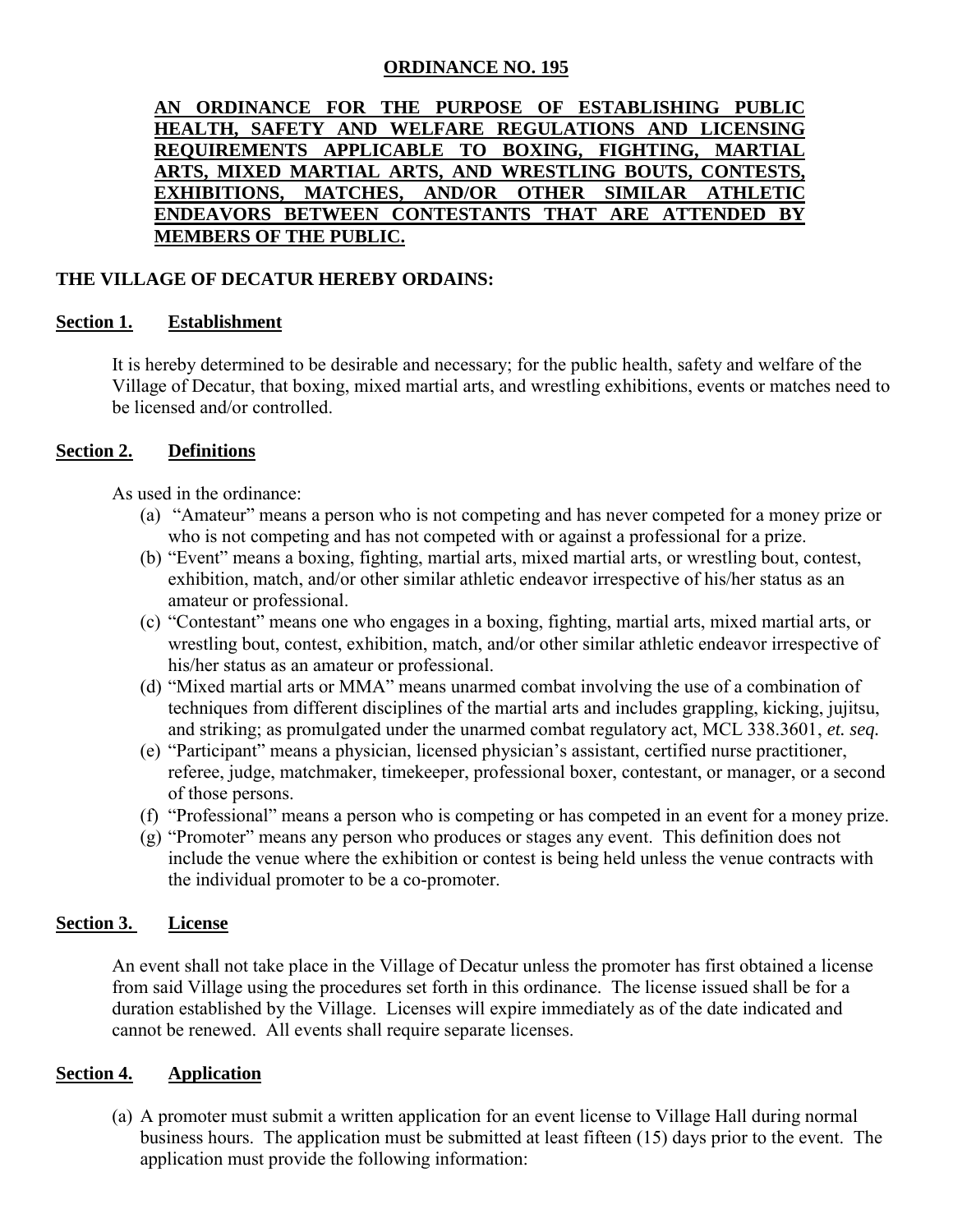# ORDINANCE NO. 195

**AN ORDINANCE FOR THE PURPOSE OF ESTABLISHING PUBLIC HEALTH, SAFETY AND WELFARE REGULATIONS AND LICENSING REQUIREMENTS APPLICABLE TO BOXING, FIGHTING, MARTIAL ARTS, MIXED MARTIAL ARTS, AND WRESTLING BOUTS, CONTESTS, EXHIBITIONS, MATCHES, AND/OR OTHER SIMILAR ATHLETIC ENDEAVORS BETWEEN CONTESTANTS THAT ARE ATTENDED BY MEMBERS OF THE PUBLIC.**

**THE VILLAGE OF DECATUR HEREBY ORDAINS:**

## Section 1. Establishment

It is hereby determined to be desirable and necessary; for the public health, safety and welfare of the Village of Decatur, that boxing, mixed martial arts, and wrestling exhibitions, events or matches need to be licensed and/or controlled.

## Section 2. Definitions

As used in the ordinance:

(a) "Amateur" means a person who is not competing and has never competed for a money prize or who is not competing and has not competed with or against a professional for a prize.

(b) "Event" means a boxing, fighting, martial arts, mixed martial arts, or wrestling bout, contest, exhibition, match, and/or other similar athletic endeavor irrespective of his/her status as an amateur or professional.

(c) "Contestant" means one who engages in a boxing, fighting, martial arts, mixed martial arts, or wrestling bout, contest, exhibition, match, and/or other similar athletic endeavor irrespective of his/her status as an amateur or professional.

(d) "Mixed martial arts or MMA" means unarmed combat involving the use of a combination of techniques from different disciplines of the martial arts and includes grappling, kicking, jujitsu, and striking; as promulgated under the unarmed combat regulatory act, MCL 338.3601, *et. seq.*

(e) "Participant" means a physician, licensed physician's assistant, certified nurse practitioner, referee, judge, matchmaker, timekeeper, professional boxer, contestant, or manager, or a second of those persons.

(f) "Professional" means a person who is competing or has competed in an event for a money prize.

(g) "Promoter" means any person who produces or stages any event. This definition does not include the venue where the exhibition or contest is being held unless the venue contracts with the individual promoter to be a co-promoter.

## Section 3. License

An event shall not take place in the Village of Decatur unless the promoter has first obtained a license from said Village using the procedures set forth in this ordinance. The license issued shall be for a duration established by the Village. Licenses will expire immediately as of the date indicated and cannot be renewed. All events shall require separate licenses.

## Section 4. Application

(a) A promoter must submit a written application for an event license to Village Hall during normal business hours. The application must be submitted at least fifteen (15) days prior to the event. The application must provide the following information: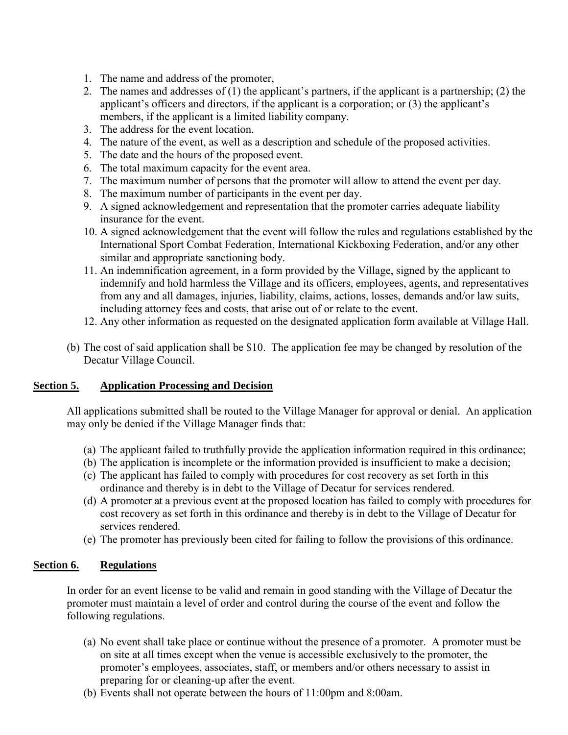1. The name and address of the promoter,
2. The names and addresses of (1) the applicant's partners, if the applicant is a partnership; (2) the applicant's officers and directors, if the applicant is a corporation; or (3) the applicant's members, if the applicant is a limited liability company.
3. The address for the event location.
4. The nature of the event, as well as a description and schedule of the proposed activities.
5. The date and the hours of the proposed event.
6. The total maximum capacity for the event area.
7. The maximum number of persons that the promoter will allow to attend the event per day.
8. The maximum number of participants in the event per day.
9. A signed acknowledgement and representation that the promoter carries adequate liability insurance for the event.
10. A signed acknowledgement that the event will follow the rules and regulations established by the International Sport Combat Federation, International Kickboxing Federation, and/or any other similar and appropriate sanctioning body.
11. An indemnification agreement, in a form provided by the Village, signed by the applicant to indemnify and hold harmless the Village and its officers, employees, agents, and representatives from any and all damages, injuries, liability, claims, actions, losses, demands and/or law suits, including attorney fees and costs, that arise out of or relate to the event.
12. Any other information as requested on the designated application form available at Village Hall.

(b) The cost of said application shall be $10. The application fee may be changed by resolution of the Decatur Village Council.

## **Section 5. Application Processing and Decision**

All applications submitted shall be routed to the Village Manager for approval or denial. An application may only be denied if the Village Manager finds that:

(a) The applicant failed to truthfully provide the application information required in this ordinance;
(b) The application is incomplete or the information provided is insufficient to make a decision;
(c) The applicant has failed to comply with procedures for cost recovery as set forth in this ordinance and thereby is in debt to the Village of Decatur for services rendered.
(d) A promoter at a previous event at the proposed location has failed to comply with procedures for cost recovery as set forth in this ordinance and thereby is in debt to the Village of Decatur for services rendered.
(e) The promoter has previously been cited for failing to follow the provisions of this ordinance.

## **Section 6. Regulations**

In order for an event license to be valid and remain in good standing with the Village of Decatur the promoter must maintain a level of order and control during the course of the event and follow the following regulations.

(a) No event shall take place or continue without the presence of a promoter. A promoter must be on site at all times except when the venue is accessible exclusively to the promoter, the promoter's employees, associates, staff, or members and/or others necessary to assist in preparing for or cleaning-up after the event.
(b) Events shall not operate between the hours of 11:00pm and 8:00am.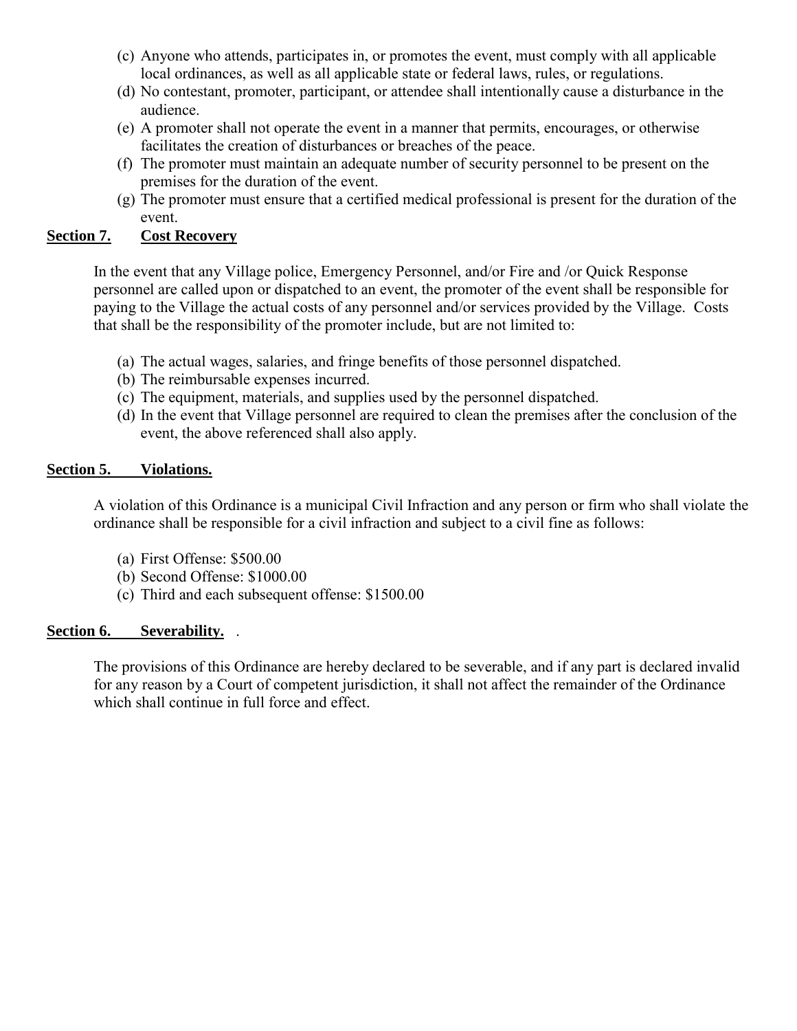(c) Anyone who attends, participates in, or promotes the event, must comply with all applicable local ordinances, as well as all applicable state or federal laws, rules, or regulations.

(d) No contestant, promoter, participant, or attendee shall intentionally cause a disturbance in the audience.

(e) A promoter shall not operate the event in a manner that permits, encourages, or otherwise facilitates the creation of disturbances or breaches of the peace.

(f) The promoter must maintain an adequate number of security personnel to be present on the premises for the duration of the event.

(g) The promoter must ensure that a certified medical professional is present for the duration of the event.

**Section 7. Cost Recovery**

In the event that any Village police, Emergency Personnel, and/or Fire and /or Quick Response personnel are called upon or dispatched to an event, the promoter of the event shall be responsible for paying to the Village the actual costs of any personnel and/or services provided by the Village. Costs that shall be the responsibility of the promoter include, but are not limited to:

(a) The actual wages, salaries, and fringe benefits of those personnel dispatched.

(b) The reimbursable expenses incurred.

(c) The equipment, materials, and supplies used by the personnel dispatched.

(d) In the event that Village personnel are required to clean the premises after the conclusion of the event, the above referenced shall also apply.

**Section 5. Violations.**

A violation of this Ordinance is a municipal Civil Infraction and any person or firm who shall violate the ordinance shall be responsible for a civil infraction and subject to a civil fine as follows:

(a) First Offense: $500.00

(b) Second Offense: $1000.00

(c) Third and each subsequent offense: $1500.00

**Section 6. Severability.** .

The provisions of this Ordinance are hereby declared to be severable, and if any part is declared invalid for any reason by a Court of competent jurisdiction, it shall not affect the remainder of the Ordinance which shall continue in full force and effect.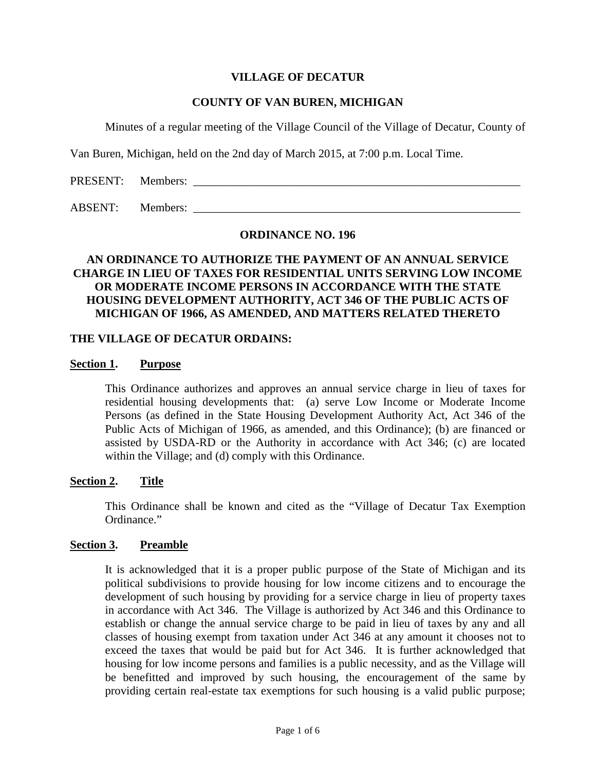**VILLAGE OF DECATUR**

**COUNTY OF VAN BUREN, MICHIGAN**

Minutes of a regular meeting of the Village Council of the Village of Decatur, County of Van Buren, Michigan, held on the 2nd day of March 2015, at 7:00 p.m. Local Time.

PRESENT: Members: ___________________________________________________________

ABSENT: Members: ___________________________________________________________

**ORDINANCE NO. 196**

**AN ORDINANCE TO AUTHORIZE THE PAYMENT OF AN ANNUAL SERVICE CHARGE IN LIEU OF TAXES FOR RESIDENTIAL UNITS SERVING LOW INCOME OR MODERATE INCOME PERSONS IN ACCORDANCE WITH THE STATE HOUSING DEVELOPMENT AUTHORITY, ACT 346 OF THE PUBLIC ACTS OF MICHIGAN OF 1966, AS AMENDED, AND MATTERS RELATED THERETO**

**THE VILLAGE OF DECATUR ORDAINS:**

**Section 1. Purpose**

This Ordinance authorizes and approves an annual service charge in lieu of taxes for residential housing developments that: (a) serve Low Income or Moderate Income Persons (as defined in the State Housing Development Authority Act, Act 346 of the Public Acts of Michigan of 1966, as amended, and this Ordinance); (b) are financed or assisted by USDA-RD or the Authority in accordance with Act 346; (c) are located within the Village; and (d) comply with this Ordinance.

**Section 2. Title**

This Ordinance shall be known and cited as the "Village of Decatur Tax Exemption Ordinance."

**Section 3. Preamble**

It is acknowledged that it is a proper public purpose of the State of Michigan and its political subdivisions to provide housing for low income citizens and to encourage the development of such housing by providing for a service charge in lieu of property taxes in accordance with Act 346. The Village is authorized by Act 346 and this Ordinance to establish or change the annual service charge to be paid in lieu of taxes by any and all classes of housing exempt from taxation under Act 346 at any amount it chooses not to exceed the taxes that would be paid but for Act 346. It is further acknowledged that housing for low income persons and families is a public necessity, and as the Village will be benefitted and improved by such housing, the encouragement of the same by providing certain real-estate tax exemptions for such housing is a valid public purpose;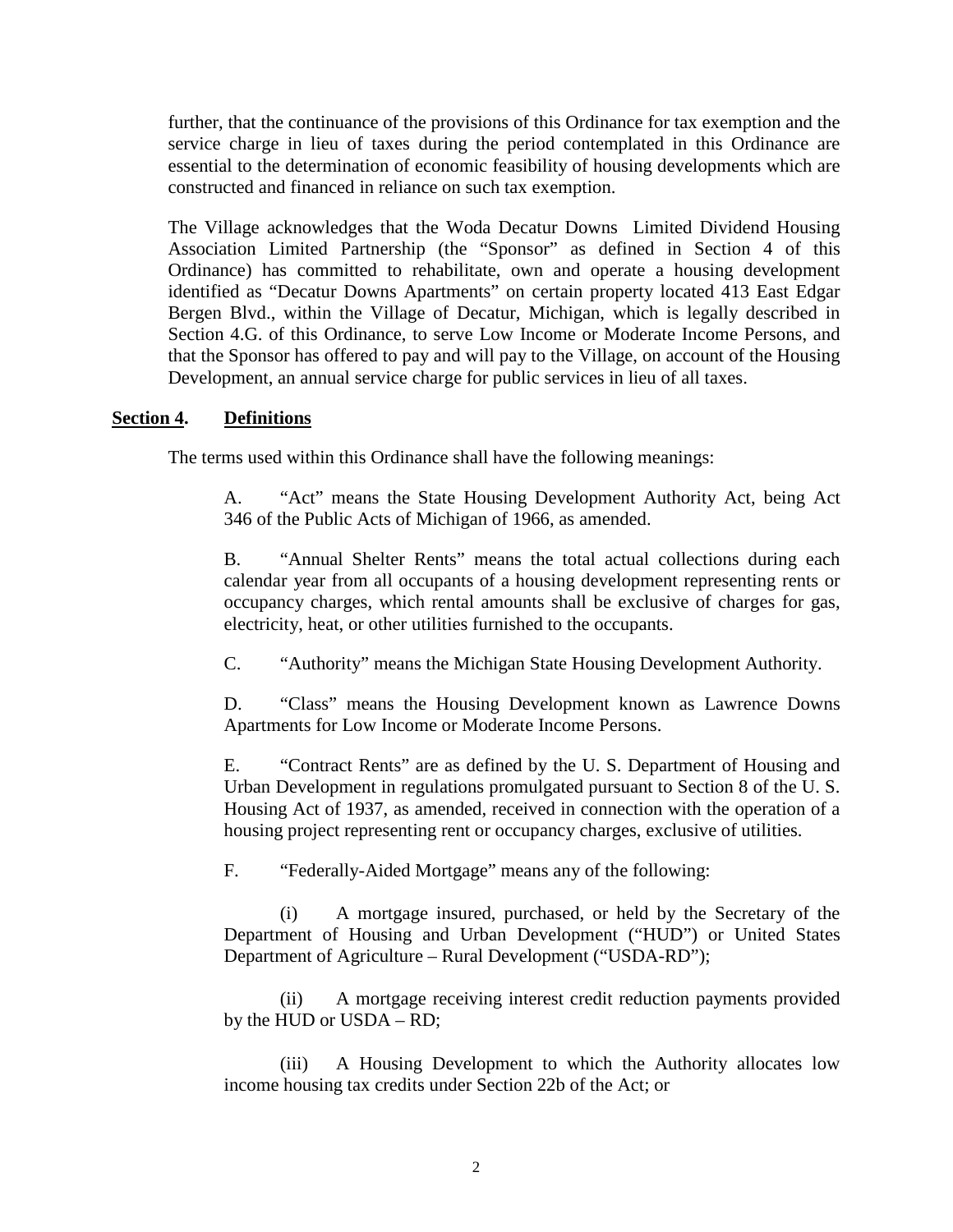further, that the continuance of the provisions of this Ordinance for tax exemption and the service charge in lieu of taxes during the period contemplated in this Ordinance are essential to the determination of economic feasibility of housing developments which are constructed and financed in reliance on such tax exemption.

The Village acknowledges that the Woda Decatur Downs Limited Dividend Housing Association Limited Partnership (the "Sponsor" as defined in Section 4 of this Ordinance) has committed to rehabilitate, own and operate a housing development identified as "Decatur Downs Apartments" on certain property located 413 East Edgar Bergen Blvd., within the Village of Decatur, Michigan, which is legally described in Section 4.G. of this Ordinance, to serve Low Income or Moderate Income Persons, and that the Sponsor has offered to pay and will pay to the Village, on account of the Housing Development, an annual service charge for public services in lieu of all taxes.

## **<u>Section 4.</u> <u>Definitions</u>**

The terms used within this Ordinance shall have the following meanings:

A. "Act" means the State Housing Development Authority Act, being Act 346 of the Public Acts of Michigan of 1966, as amended.

B. "Annual Shelter Rents" means the total actual collections during each calendar year from all occupants of a housing development representing rents or occupancy charges, which rental amounts shall be exclusive of charges for gas, electricity, heat, or other utilities furnished to the occupants.

C. "Authority" means the Michigan State Housing Development Authority.

D. "Class" means the Housing Development known as Lawrence Downs Apartments for Low Income or Moderate Income Persons.

E. "Contract Rents" are as defined by the U. S. Department of Housing and Urban Development in regulations promulgated pursuant to Section 8 of the U. S. Housing Act of 1937, as amended, received in connection with the operation of a housing project representing rent or occupancy charges, exclusive of utilities.

F. "Federally-Aided Mortgage" means any of the following:

(i) A mortgage insured, purchased, or held by the Secretary of the Department of Housing and Urban Development ("HUD") or United States Department of Agriculture – Rural Development ("USDA-RD");

(ii) A mortgage receiving interest credit reduction payments provided by the HUD or USDA – RD;

(iii) A Housing Development to which the Authority allocates low income housing tax credits under Section 22b of the Act; or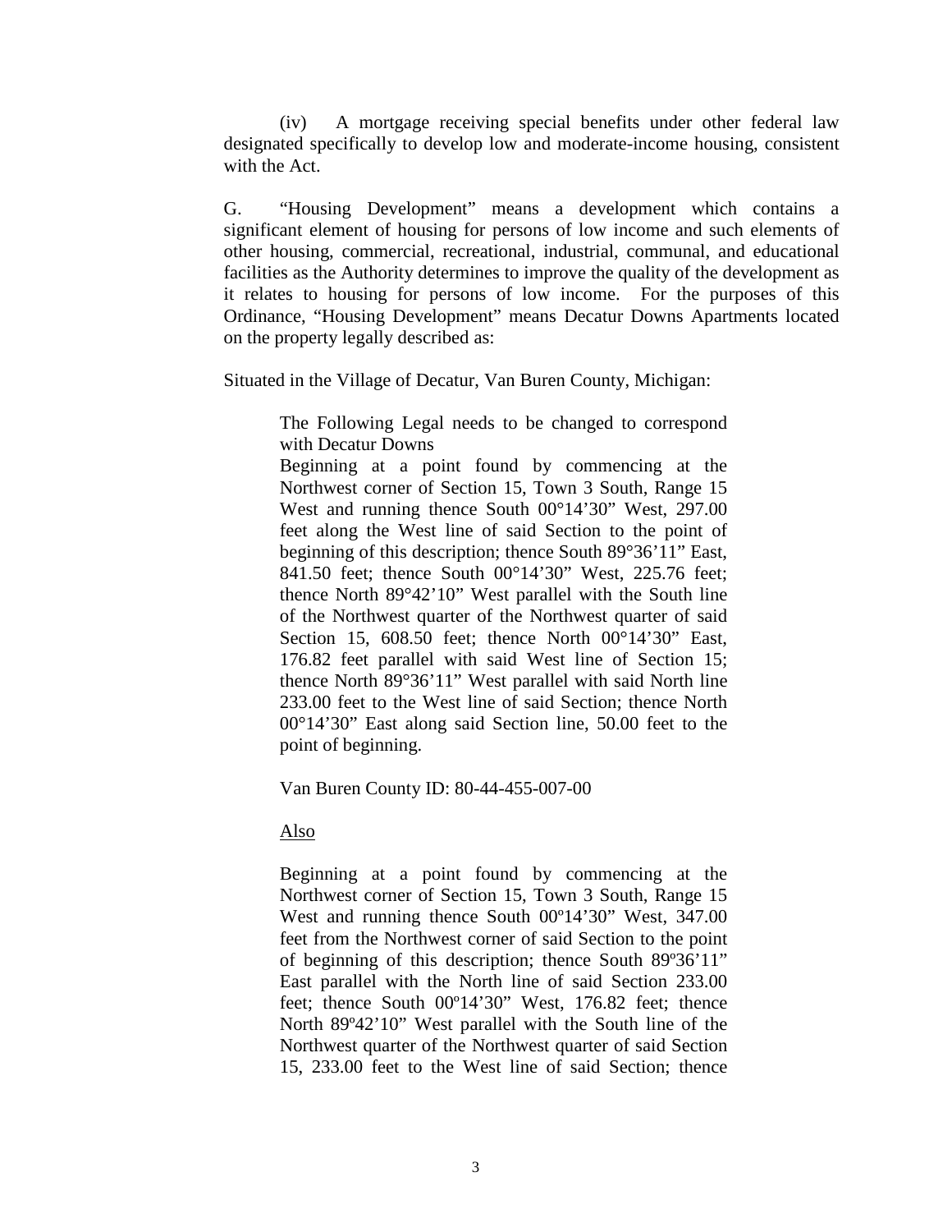(iv) A mortgage receiving special benefits under other federal law designated specifically to develop low and moderate-income housing, consistent with the Act.

G. "Housing Development" means a development which contains a significant element of housing for persons of low income and such elements of other housing, commercial, recreational, industrial, communal, and educational facilities as the Authority determines to improve the quality of the development as it relates to housing for persons of low income. For the purposes of this Ordinance, "Housing Development" means Decatur Downs Apartments located on the property legally described as:

Situated in the Village of Decatur, Van Buren County, Michigan:

> The Following Legal needs to be changed to correspond with Decatur Downs
> Beginning at a point found by commencing at the Northwest corner of Section 15, Town 3 South, Range 15 West and running thence South 00°14'30" West, 297.00 feet along the West line of said Section to the point of beginning of this description; thence South 89°36'11" East, 841.50 feet; thence South 00°14'30" West, 225.76 feet; thence North 89°42'10" West parallel with the South line of the Northwest quarter of the Northwest quarter of said Section 15, 608.50 feet; thence North 00°14'30" East, 176.82 feet parallel with said West line of Section 15; thence North 89°36'11" West parallel with said North line 233.00 feet to the West line of said Section; thence North 00°14'30" East along said Section line, 50.00 feet to the point of beginning.
>
> Van Buren County ID: 80-44-455-007-00
>
> <u>Also</u>
>
> Beginning at a point found by commencing at the Northwest corner of Section 15, Town 3 South, Range 15 West and running thence South 00º14'30" West, 347.00 feet from the Northwest corner of said Section to the point of beginning of this description; thence South 89º36'11" East parallel with the North line of said Section 233.00 feet; thence South 00º14'30" West, 176.82 feet; thence North 89º42'10" West parallel with the South line of the Northwest quarter of the Northwest quarter of said Section 15, 233.00 feet to the West line of said Section; thence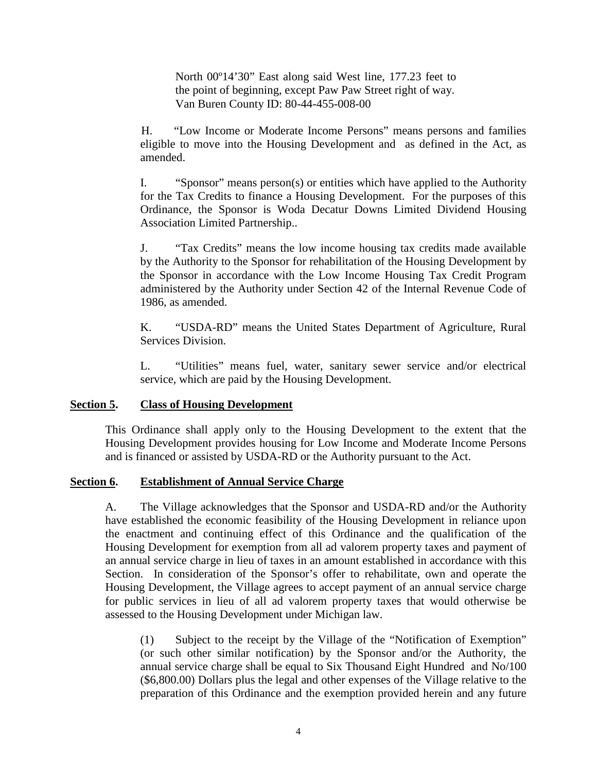North 00º14'30" East along said West line, 177.23 feet to the point of beginning, except Paw Paw Street right of way.
Van Buren County ID: 80-44-455-008-00

H. "Low Income or Moderate Income Persons" means persons and families eligible to move into the Housing Development and as defined in the Act, as amended.

I. "Sponsor" means person(s) or entities which have applied to the Authority for the Tax Credits to finance a Housing Development. For the purposes of this Ordinance, the Sponsor is Woda Decatur Downs Limited Dividend Housing Association Limited Partnership..

J. "Tax Credits" means the low income housing tax credits made available by the Authority to the Sponsor for rehabilitation of the Housing Development by the Sponsor in accordance with the Low Income Housing Tax Credit Program administered by the Authority under Section 42 of the Internal Revenue Code of 1986, as amended.

K. "USDA-RD" means the United States Department of Agriculture, Rural Services Division.

L. "Utilities" means fuel, water, sanitary sewer service and/or electrical service, which are paid by the Housing Development.

**Section 5. Class of Housing Development**

This Ordinance shall apply only to the Housing Development to the extent that the Housing Development provides housing for Low Income and Moderate Income Persons and is financed or assisted by USDA-RD or the Authority pursuant to the Act.

**Section 6. Establishment of Annual Service Charge**

A. The Village acknowledges that the Sponsor and USDA-RD and/or the Authority have established the economic feasibility of the Housing Development in reliance upon the enactment and continuing effect of this Ordinance and the qualification of the Housing Development for exemption from all ad valorem property taxes and payment of an annual service charge in lieu of taxes in an amount established in accordance with this Section. In consideration of the Sponsor's offer to rehabilitate, own and operate the Housing Development, the Village agrees to accept payment of an annual service charge for public services in lieu of all ad valorem property taxes that would otherwise be assessed to the Housing Development under Michigan law.

(1) Subject to the receipt by the Village of the "Notification of Exemption" (or such other similar notification) by the Sponsor and/or the Authority, the annual service charge shall be equal to Six Thousand Eight Hundred and No/100 ($6,800.00) Dollars plus the legal and other expenses of the Village relative to the preparation of this Ordinance and the exemption provided herein and any future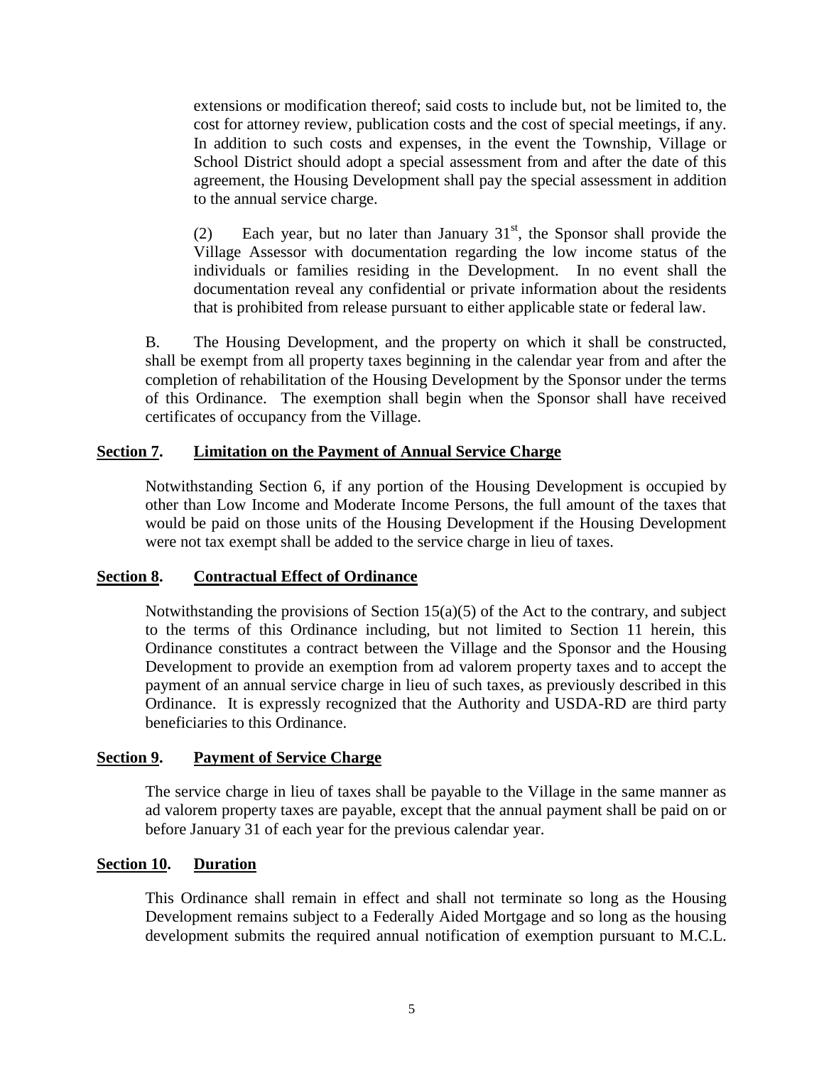extensions or modification thereof; said costs to include but, not be limited to, the cost for attorney review, publication costs and the cost of special meetings, if any. In addition to such costs and expenses, in the event the Township, Village or School District should adopt a special assessment from and after the date of this agreement, the Housing Development shall pay the special assessment in addition to the annual service charge.

(2) Each year, but no later than January 31st, the Sponsor shall provide the Village Assessor with documentation regarding the low income status of the individuals or families residing in the Development. In no event shall the documentation reveal any confidential or private information about the residents that is prohibited from release pursuant to either applicable state or federal law.

B. The Housing Development, and the property on which it shall be constructed, shall be exempt from all property taxes beginning in the calendar year from and after the completion of rehabilitation of the Housing Development by the Sponsor under the terms of this Ordinance. The exemption shall begin when the Sponsor shall have received certificates of occupancy from the Village.

**Section 7. Limitation on the Payment of Annual Service Charge**

Notwithstanding Section 6, if any portion of the Housing Development is occupied by other than Low Income and Moderate Income Persons, the full amount of the taxes that would be paid on those units of the Housing Development if the Housing Development were not tax exempt shall be added to the service charge in lieu of taxes.

**Section 8. Contractual Effect of Ordinance**

Notwithstanding the provisions of Section 15(a)(5) of the Act to the contrary, and subject to the terms of this Ordinance including, but not limited to Section 11 herein, this Ordinance constitutes a contract between the Village and the Sponsor and the Housing Development to provide an exemption from ad valorem property taxes and to accept the payment of an annual service charge in lieu of such taxes, as previously described in this Ordinance. It is expressly recognized that the Authority and USDA-RD are third party beneficiaries to this Ordinance.

**Section 9. Payment of Service Charge**

The service charge in lieu of taxes shall be payable to the Village in the same manner as ad valorem property taxes are payable, except that the annual payment shall be paid on or before January 31 of each year for the previous calendar year.

**Section 10. Duration**

This Ordinance shall remain in effect and shall not terminate so long as the Housing Development remains subject to a Federally Aided Mortgage and so long as the housing development submits the required annual notification of exemption pursuant to M.C.L.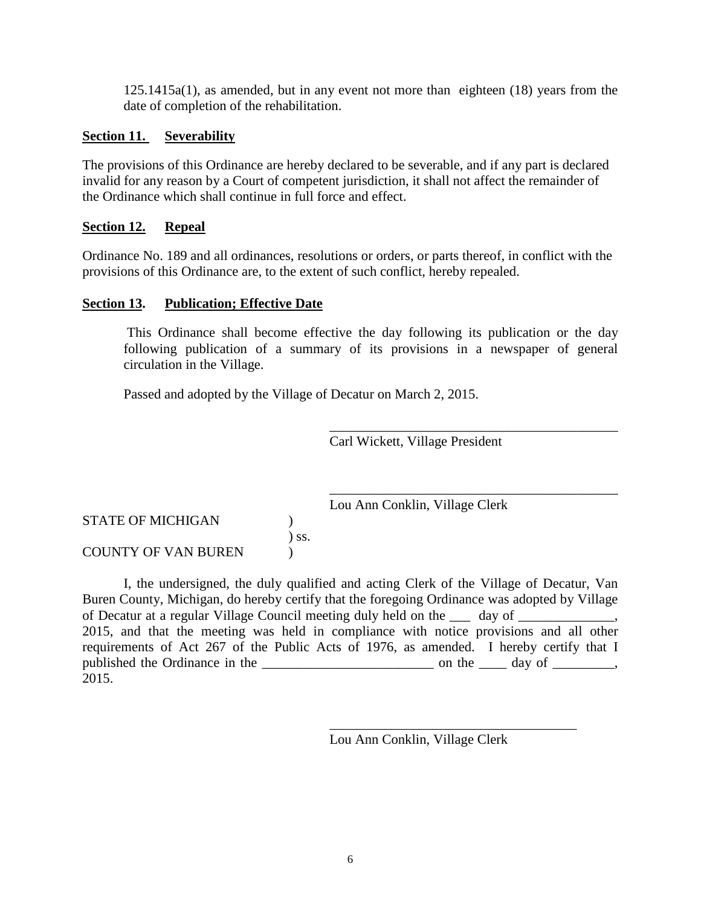125.1415a(1), as amended, but in any event not more than eighteen (18) years from the date of completion of the rehabilitation.

**Section 11. Severability**

The provisions of this Ordinance are hereby declared to be severable, and if any part is declared invalid for any reason by a Court of competent jurisdiction, it shall not affect the remainder of the Ordinance which shall continue in full force and effect.

**Section 12. Repeal**

Ordinance No. 189 and all ordinances, resolutions or orders, or parts thereof, in conflict with the provisions of this Ordinance are, to the extent of such conflict, hereby repealed.

**Section 13. Publication; Effective Date**

This Ordinance shall become effective the day following its publication or the day following publication of a summary of its provisions in a newspaper of general circulation in the Village.

Passed and adopted by the Village of Decatur on March 2, 2015.

\_\_\_\_\_\_\_\_\_\_\_\_\_\_\_\_\_\_\_\_\_\_\_\_\_\_\_\_\_\_\_\_\_\_\_\_\_\_\_\_\_\_

Carl Wickett, Village President

\_\_\_\_\_\_\_\_\_\_\_\_\_\_\_\_\_\_\_\_\_\_\_\_\_\_\_\_\_\_\_\_\_\_\_\_\_\_\_\_\_\_

Lou Ann Conklin, Village Clerk

STATE OF MICHIGAN )
) ss.
COUNTY OF VAN BUREN )

I, the undersigned, the duly qualified and acting Clerk of the Village of Decatur, Van Buren County, Michigan, do hereby certify that the foregoing Ordinance was adopted by Village of Decatur at a regular Village Council meeting duly held on the \_\_\_ day of \_\_\_\_\_\_\_\_\_\_\_\_\_\_, 2015, and that the meeting was held in compliance with notice provisions and all other requirements of Act 267 of the Public Acts of 1976, as amended. I hereby certify that I published the Ordinance in the \_\_\_\_\_\_\_\_\_\_\_\_\_\_\_\_\_\_\_\_\_\_\_\_\_\_ on the \_\_\_\_ day of \_\_\_\_\_\_\_\_\_, 2015.

\_\_\_\_\_\_\_\_\_\_\_\_\_\_\_\_\_\_\_\_\_\_\_\_\_\_\_\_\_\_\_\_\_\_\_\_\_\_

Lou Ann Conklin, Village Clerk